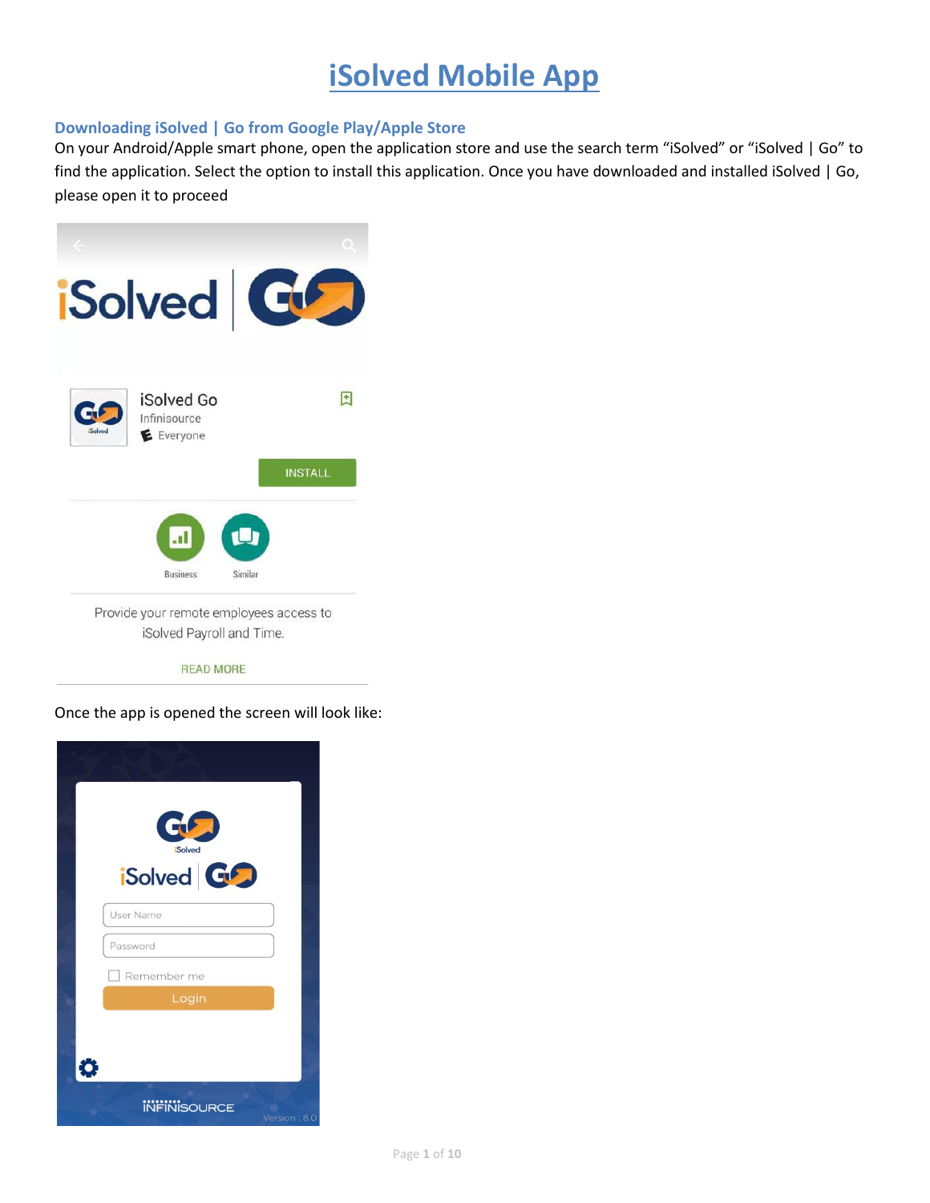# iSolved Mobile App

## Downloading iSolved | Go from Google Play/Apple Store

On your Android/Apple smart phone, open the application store and use the search term "iSolved" or "iSolved | Go" to find the application. Select the option to install this application. Once you have downloaded and installed iSolved | Go, please open it to proceed

Once the app is opened the screen will look like: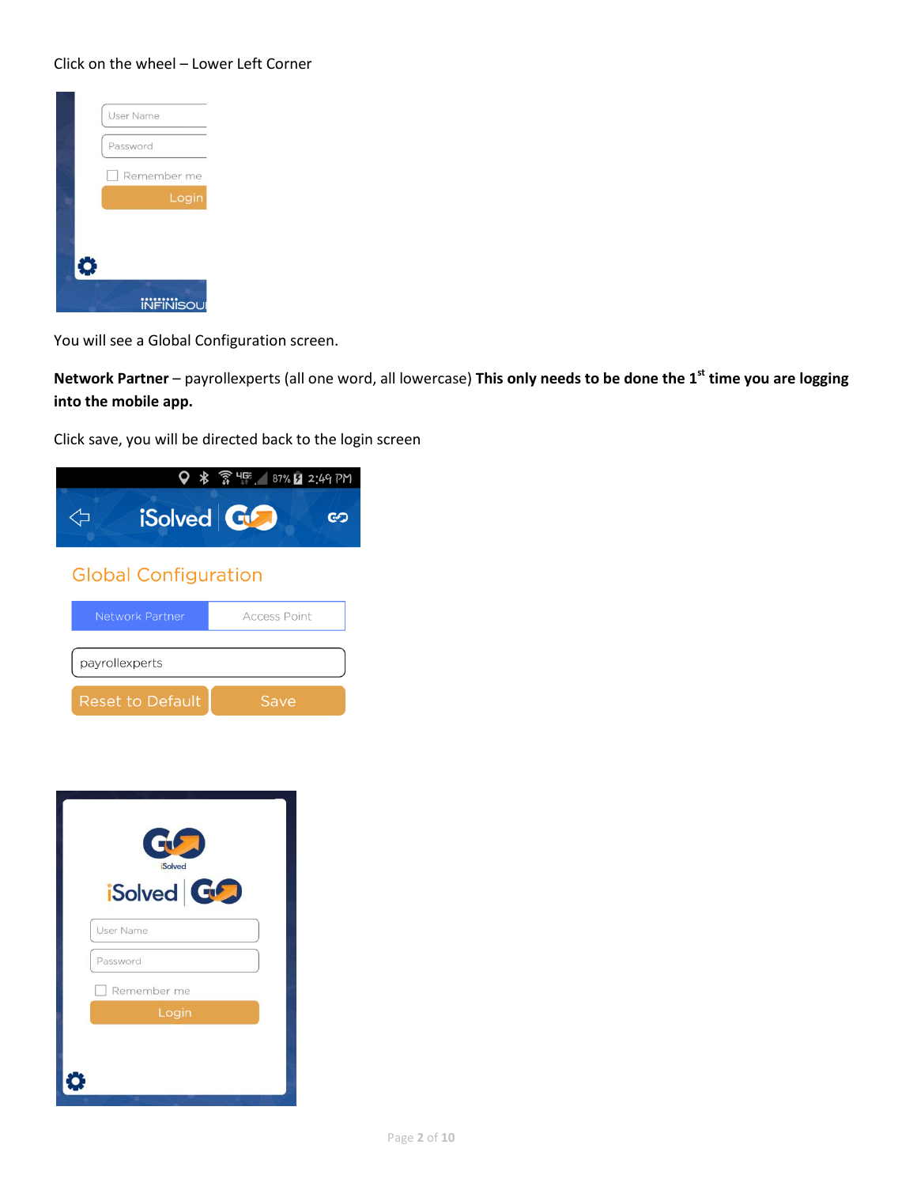Click on the wheel – Lower Left Corner

You will see a Global Configuration screen.

**Network Partner** – payrollexperts (all one word, all lowercase) **This only needs to be done the 1st time you are logging into the mobile app.**

Click save, you will be directed back to the login screen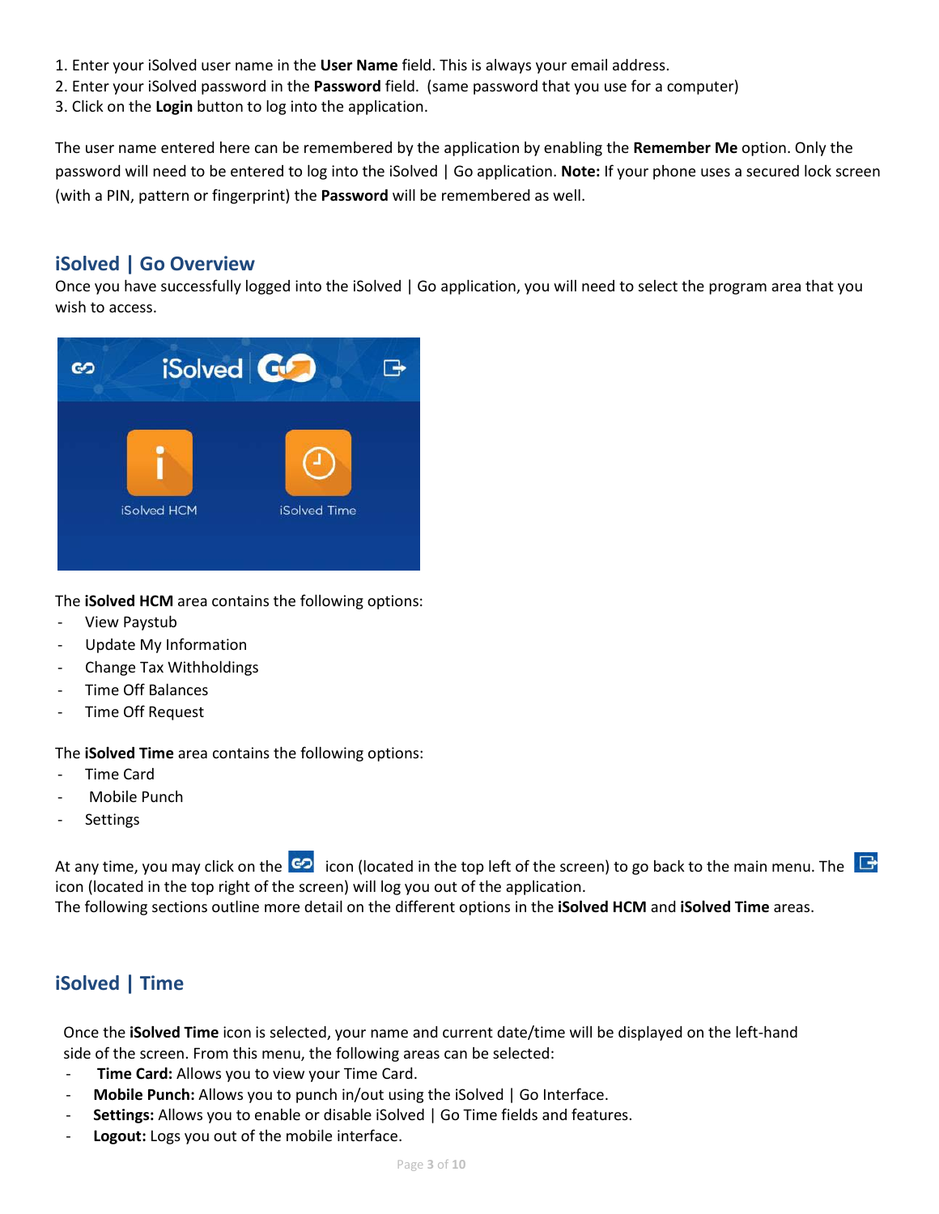1. Enter your iSolved user name in the **User Name** field. This is always your email address.
2. Enter your iSolved password in the **Password** field. (same password that you use for a computer)
3. Click on the **Login** button to log into the application.

The user name entered here can be remembered by the application by enabling the **Remember Me** option. Only the password will need to be entered to log into the iSolved | Go application. **Note:** If your phone uses a secured lock screen (with a PIN, pattern or fingerprint) the **Password** will be remembered as well.

## iSolved | Go Overview

Once you have successfully logged into the iSolved | Go application, you will need to select the program area that you wish to access.

The **iSolved HCM** area contains the following options:

- View Paystub
- Update My Information
- Change Tax Withholdings
- Time Off Balances
- Time Off Request

The **iSolved Time** area contains the following options:

- Time Card
- Mobile Punch
- Settings

At any time, you may click on the icon (located in the top left of the screen) to go back to the main menu. The icon (located in the top right of the screen) will log you out of the application.
The following sections outline more detail on the different options in the **iSolved HCM** and **iSolved Time** areas.

## iSolved | Time

Once the **iSolved Time** icon is selected, your name and current date/time will be displayed on the left-hand side of the screen. From this menu, the following areas can be selected:

- **Time Card:** Allows you to view your Time Card.
- **Mobile Punch:** Allows you to punch in/out using the iSolved | Go Interface.
- **Settings:** Allows you to enable or disable iSolved | Go Time fields and features.
- **Logout:** Logs you out of the mobile interface.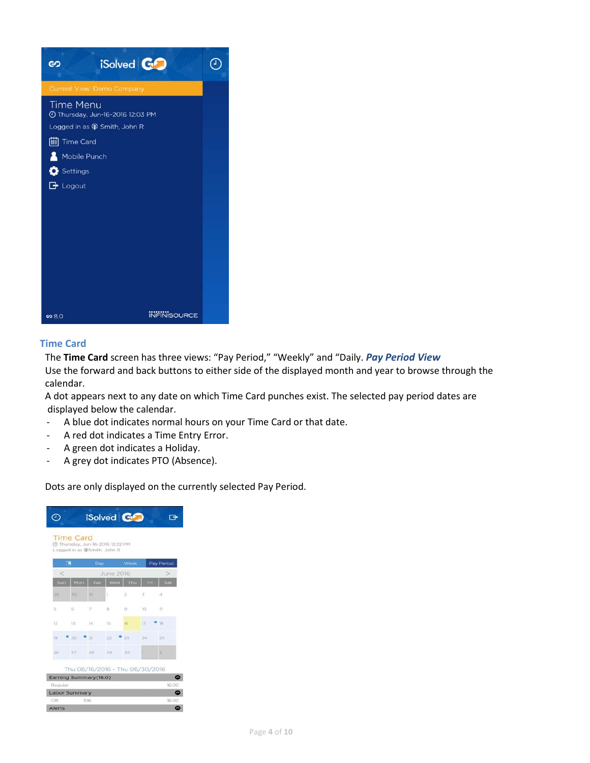## Time Card

The **Time Card** screen has three views: "Pay Period," "Weekly" and "Daily. ***Pay Period View***

Use the forward and back buttons to either side of the displayed month and year to browse through the calendar.

A dot appears next to any date on which Time Card punches exist. The selected pay period dates are displayed below the calendar.

- A blue dot indicates normal hours on your Time Card or that date.
- A red dot indicates a Time Entry Error.
- A green dot indicates a Holiday.
- A grey dot indicates PTO (Absence).

Dots are only displayed on the currently selected Pay Period.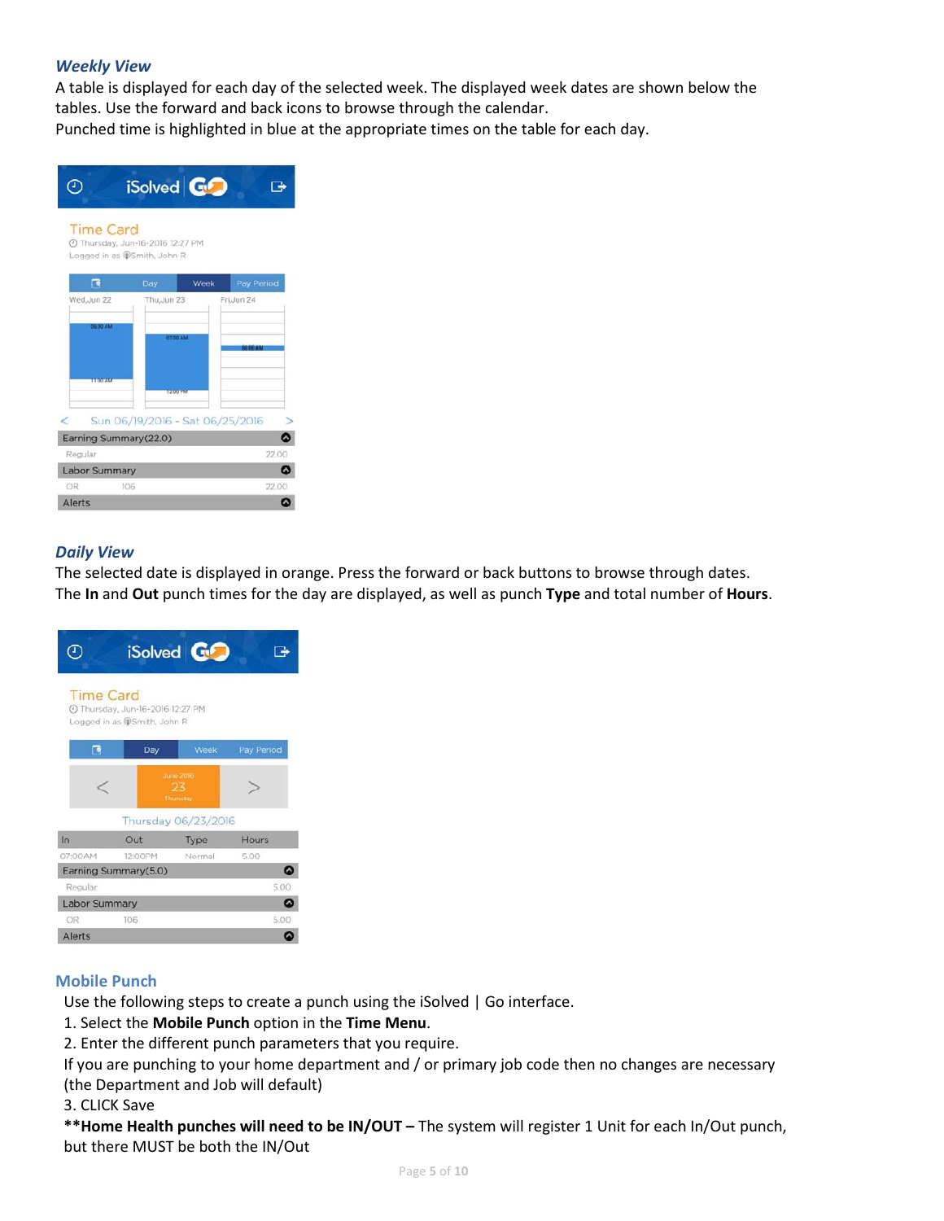### *Weekly View*

A table is displayed for each day of the selected week. The displayed week dates are shown below the tables. Use the forward and back icons to browse through the calendar.
Punched time is highlighted in blue at the appropriate times on the table for each day.

### *Daily View*

The selected date is displayed in orange. Press the forward or back buttons to browse through dates.
The **In** and **Out** punch times for the day are displayed, as well as punch **Type** and total number of **Hours**.

## Mobile Punch

Use the following steps to create a punch using the iSolved | Go interface.

1. Select the **Mobile Punch** option in the **Time Menu**.
2. Enter the different punch parameters that you require.

If you are punching to your home department and / or primary job code then no changes are necessary (the Department and Job will default)

3. CLICK Save

****Home Health punches will need to be IN/OUT –** The system will register 1 Unit for each In/Out punch, but there MUST be both the IN/Out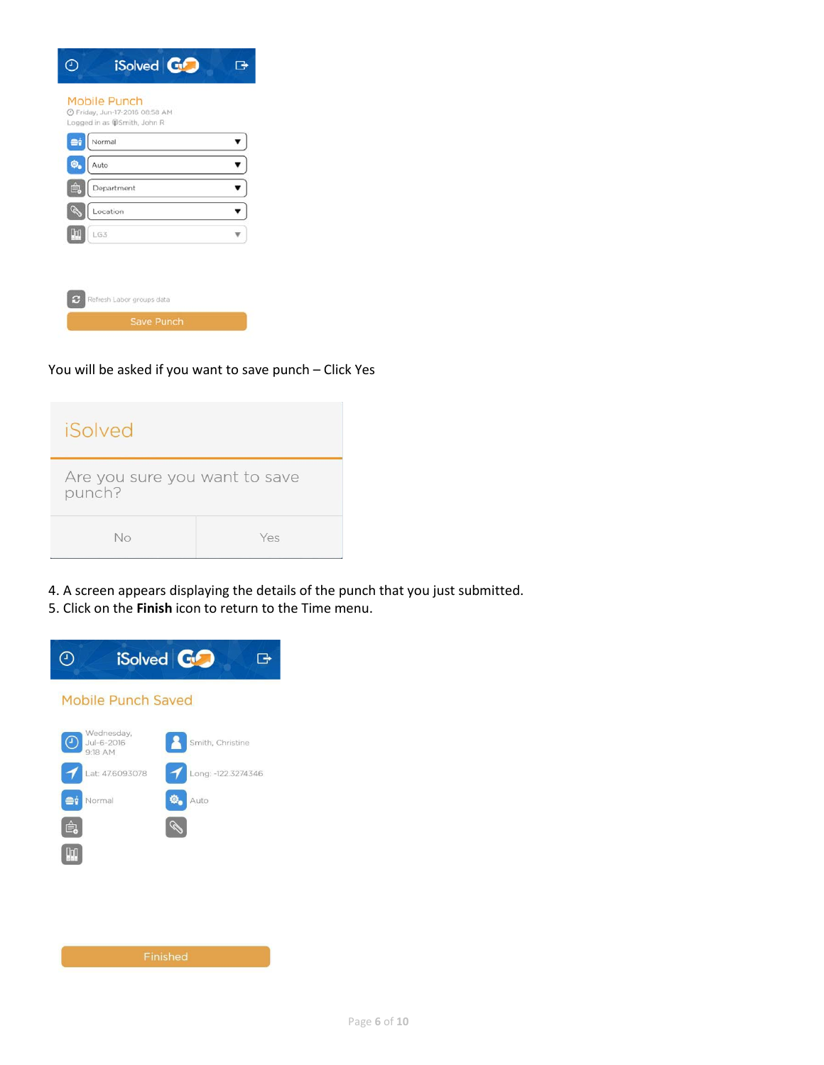You will be asked if you want to save punch – Click Yes

4. A screen appears displaying the details of the punch that you just submitted.
5. Click on the **Finish** icon to return to the Time menu.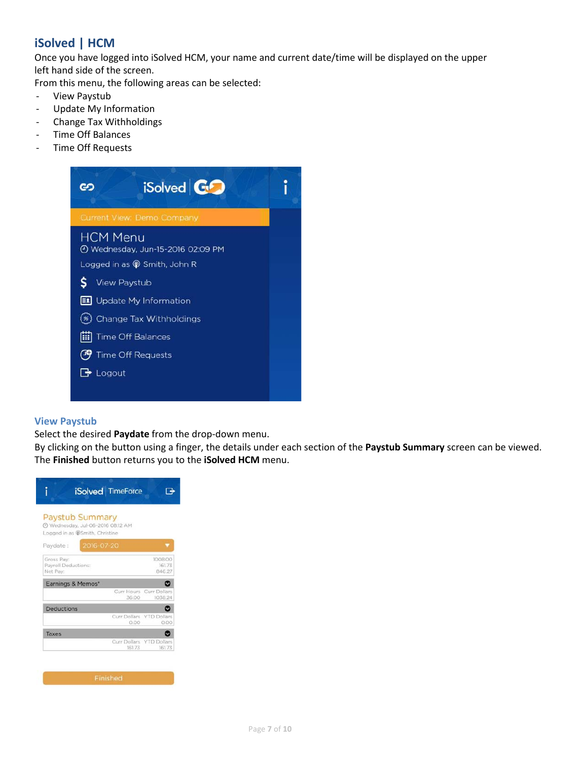## iSolved | HCM

Once you have logged into iSolved HCM, your name and current date/time will be displayed on the upper left hand side of the screen.

From this menu, the following areas can be selected:

- View Paystub
- Update My Information
- Change Tax Withholdings
- Time Off Balances
- Time Off Requests

### View Paystub

Select the desired **Paydate** from the drop-down menu.

By clicking on the button using a finger, the details under each section of the **Paystub Summary** screen can be viewed.

The **Finished** button returns you to the **iSolved HCM** menu.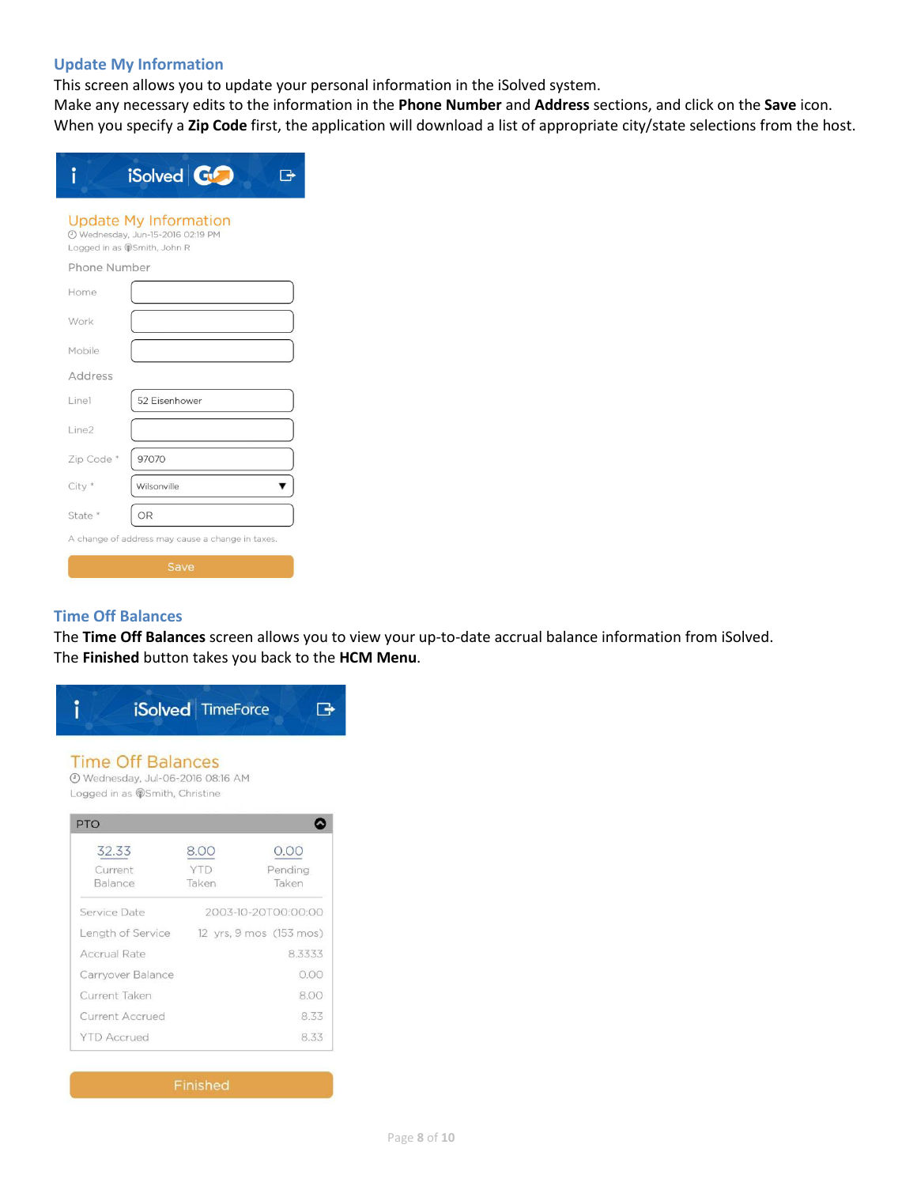## Update My Information

This screen allows you to update your personal information in the iSolved system.
Make any necessary edits to the information in the **Phone Number** and **Address** sections, and click on the **Save** icon.
When you specify a **Zip Code** first, the application will download a list of appropriate city/state selections from the host.

iSolved GO

Update My Information
Wednesday, Jun-15-2016 02:19 PM
Logged in as Smith, John R

Phone Number

| | |
|---|---|
| Home | |
| Work | |
| Mobile | |

Address

| | |
|---|---|
| Line1 | 52 Eisenhower |
| Line2 | |
| Zip Code * | 97070 |
| City * | Wilsonville |
| State * | OR |

A change of address may cause a change in taxes.

Save

## Time Off Balances

The **Time Off Balances** screen allows you to view your up-to-date accrual balance information from iSolved.
The **Finished** button takes you back to the **HCM Menu**.

iSolved TimeForce

Time Off Balances
Wednesday, Jul-06-2016 08:16 AM
Logged in as Smith, Christine

PTO

| Current Balance | YTD Taken | Pending Taken |
|---|---|---|
| 32.33 | 8.00 | 0.00 |

| | |
|---|---|
| Service Date | 2003-10-20T00:00:00 |
| Length of Service | 12 yrs, 9 mos (153 mos) |
| Accrual Rate | 8.3333 |
| Carryover Balance | 0.00 |
| Current Taken | 8.00 |
| Current Accrued | 8.33 |
| YTD Accrued | 8.33 |

Finished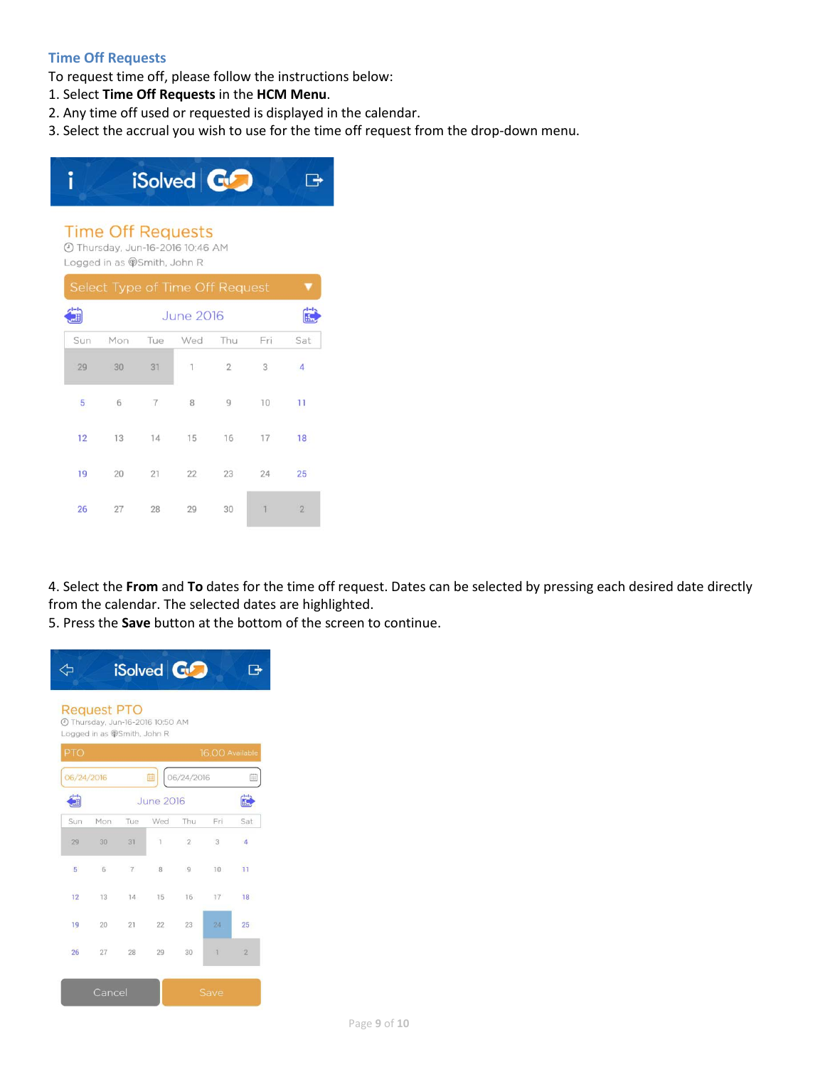## Time Off Requests

To request time off, please follow the instructions below:

1. Select **Time Off Requests** in the **HCM Menu**.
2. Any time off used or requested is displayed in the calendar.
3. Select the accrual you wish to use for the time off request from the drop-down menu.

4. Select the **From** and **To** dates for the time off request. Dates can be selected by pressing each desired date directly from the calendar. The selected dates are highlighted.
5. Press the **Save** button at the bottom of the screen to continue.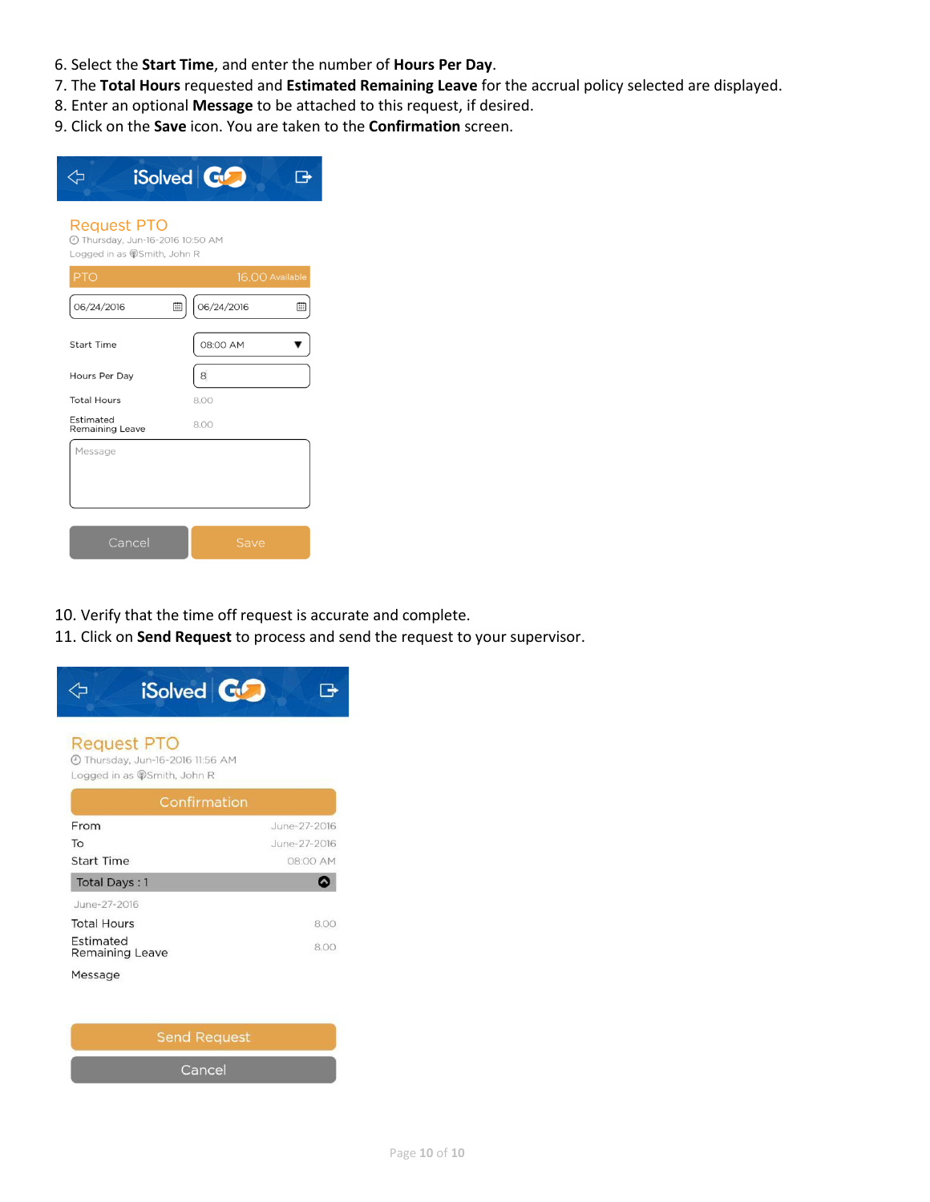6. Select the **Start Time**, and enter the number of **Hours Per Day**.
7. The **Total Hours** requested and **Estimated Remaining Leave** for the accrual policy selected are displayed.
8. Enter an optional **Message** to be attached to this request, if desired.
9. Click on the **Save** icon. You are taken to the **Confirmation** screen.

iSolved GO

Request PTO

Thursday, Jun-16-2016 10:50 AM

Logged in as Smith, John R

PTO 16.00 Available

06/24/2016 06/24/2016

Start Time 08:00 AM

Hours Per Day 8

Total Hours 8.00

Estimated Remaining Leave 8.00

Message

Cancel Save

10. Verify that the time off request is accurate and complete.
11. Click on **Send Request** to process and send the request to your supervisor.

iSolved GO

Request PTO

Thursday, Jun-16-2016 11:56 AM

Logged in as Smith, John R

Confirmation

From June-27-2016

To June-27-2016

Start Time 08:00 AM

Total Days : 1

June-27-2016

Total Hours 8.00

Estimated Remaining Leave 8.00

Message

Send Request

Cancel